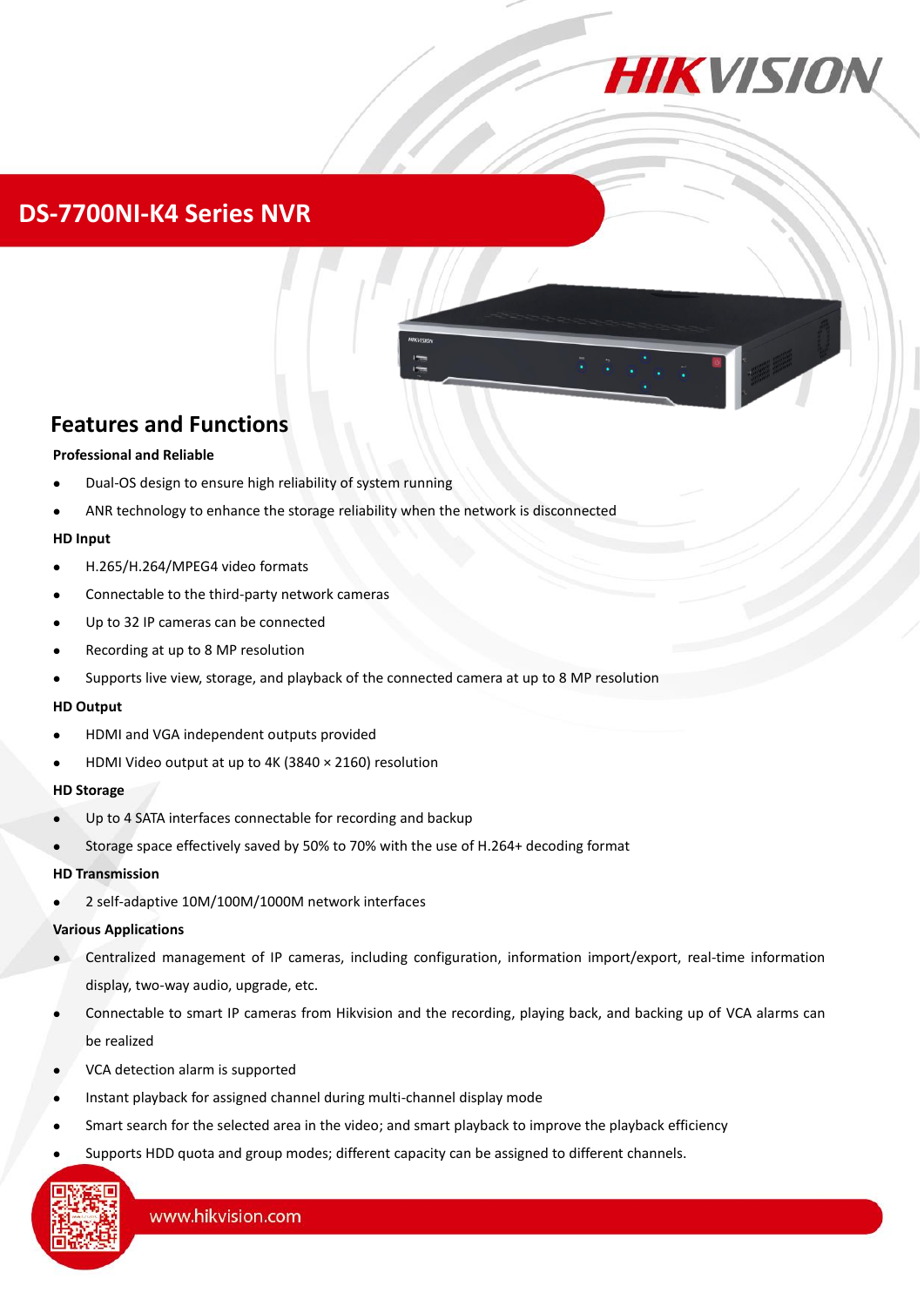# DS-7700NI-K4 Series NVR

## Features and Functions

**Professional and Reliable**

- Dual-OS design to ensure high reliability of system running
- ANR technology to enhance the storage reliability when the network is disconnected

**HD Input**

- H.265/H.264/MPEG4 video formats
- Connectable to the third-party network cameras
- Up to 32 IP cameras can be connected
- Recording at up to 8 MP resolution
- Supports live view, storage, and playback of the connected camera at up to 8 MP resolution

**HD Output**

- HDMI and VGA independent outputs provided
- HDMI Video output at up to 4K (3840 × 2160) resolution

**HD Storage**

- Up to 4 SATA interfaces connectable for recording and backup
- Storage space effectively saved by 50% to 70% with the use of H.264+ decoding format

**HD Transmission**

- 2 self-adaptive 10M/100M/1000M network interfaces

**Various Applications**

- Centralized management of IP cameras, including configuration, information import/export, real-time information display, two-way audio, upgrade, etc.
- Connectable to smart IP cameras from Hikvision and the recording, playing back, and backing up of VCA alarms can be realized
- VCA detection alarm is supported
- Instant playback for assigned channel during multi-channel display mode
- Smart search for the selected area in the video; and smart playback to improve the playback efficiency
- Supports HDD quota and group modes; different capacity can be assigned to different channels.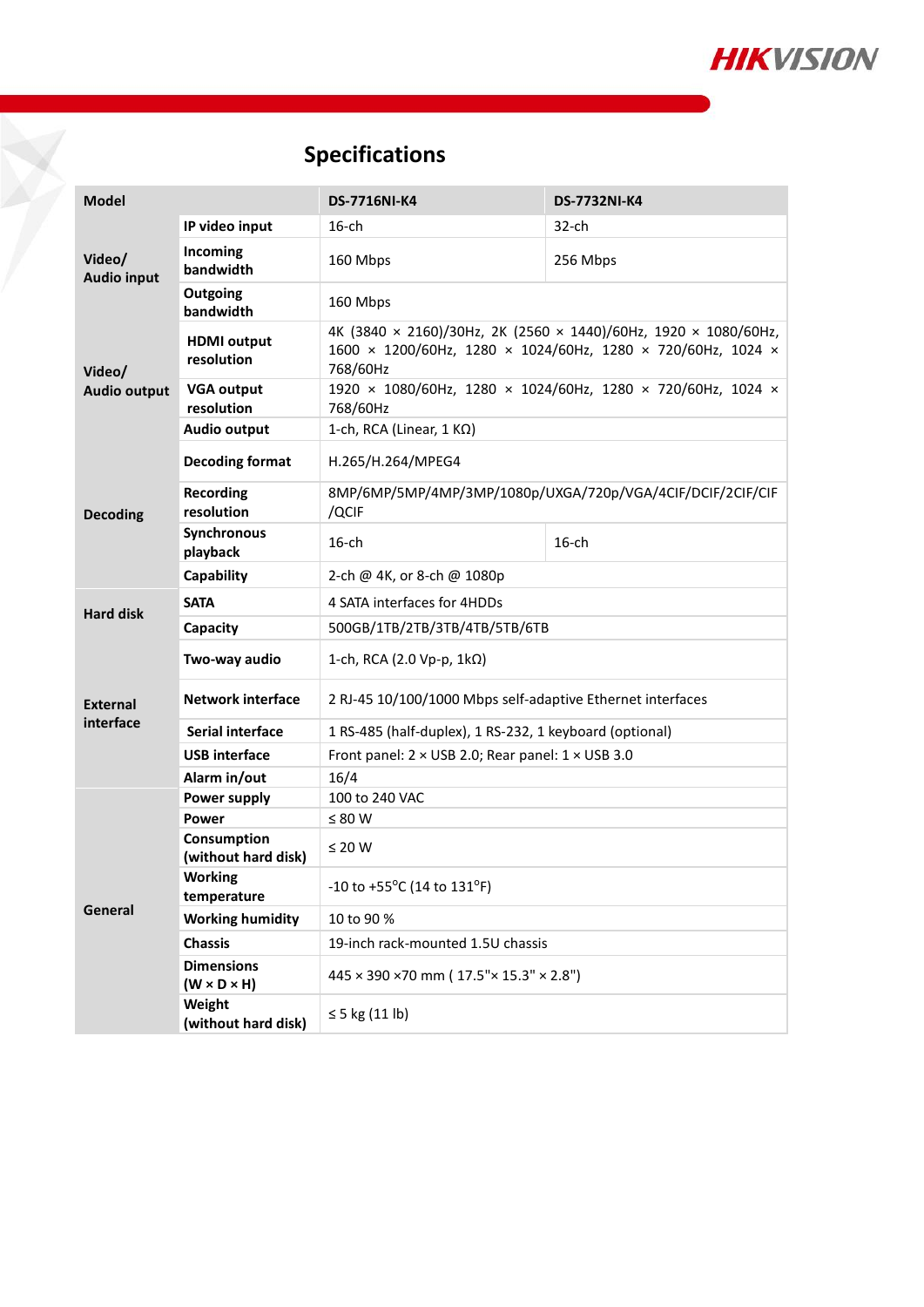# Specifications

| Model | | DS-7716NI-K4 | DS-7732NI-K4 |
|---|---|---|---|
| Video/ Audio input | IP video input | 16-ch | 32-ch |
| | Incoming bandwidth | 160 Mbps | 256 Mbps |
| | Outgoing bandwidth | 160 Mbps | |
| Video/ Audio output | HDMI output resolution | 4K (3840 × 2160)/30Hz, 2K (2560 × 1440)/60Hz, 1920 × 1080/60Hz, 1600 × 1200/60Hz, 1280 × 1024/60Hz, 1280 × 720/60Hz, 1024 × 768/60Hz | |
| | VGA output resolution | 1920 × 1080/60Hz, 1280 × 1024/60Hz, 1280 × 720/60Hz, 1024 × 768/60Hz | |
| | Audio output | 1-ch, RCA (Linear, 1 KΩ) | |
| Decoding | Decoding format | H.265/H.264/MPEG4 | |
| | Recording resolution | 8MP/6MP/5MP/4MP/3MP/1080p/UXGA/720p/VGA/4CIF/DCIF/2CIF/CIF/QCIF | |
| | Synchronous playback | 16-ch | 16-ch |
| | Capability | 2-ch @ 4K, or 8-ch @ 1080p | |
| Hard disk | SATA | 4 SATA interfaces for 4HDDs | |
| | Capacity | 500GB/1TB/2TB/3TB/4TB/5TB/6TB | |
| External interface | Two-way audio | 1-ch, RCA (2.0 Vp-p, 1kΩ) | |
| | Network interface | 2 RJ-45 10/100/1000 Mbps self-adaptive Ethernet interfaces | |
| | Serial interface | 1 RS-485 (half-duplex), 1 RS-232, 1 keyboard (optional) | |
| | USB interface | Front panel: 2 × USB 2.0; Rear panel: 1 × USB 3.0 | |
| | Alarm in/out | 16/4 | |
| General | Power supply | 100 to 240 VAC | |
| | Power | ≤ 80 W | |
| | Consumption (without hard disk) | ≤ 20 W | |
| | Working temperature | -10 to +55°C (14 to 131°F) | |
| | Working humidity | 10 to 90 % | |
| | Chassis | 19-inch rack-mounted 1.5U chassis | |
| | Dimensions (W × D × H) | 445 × 390 ×70 mm ( 17.5"× 15.3" × 2.8") | |
| | Weight (without hard disk) | ≤ 5 kg (11 lb) | |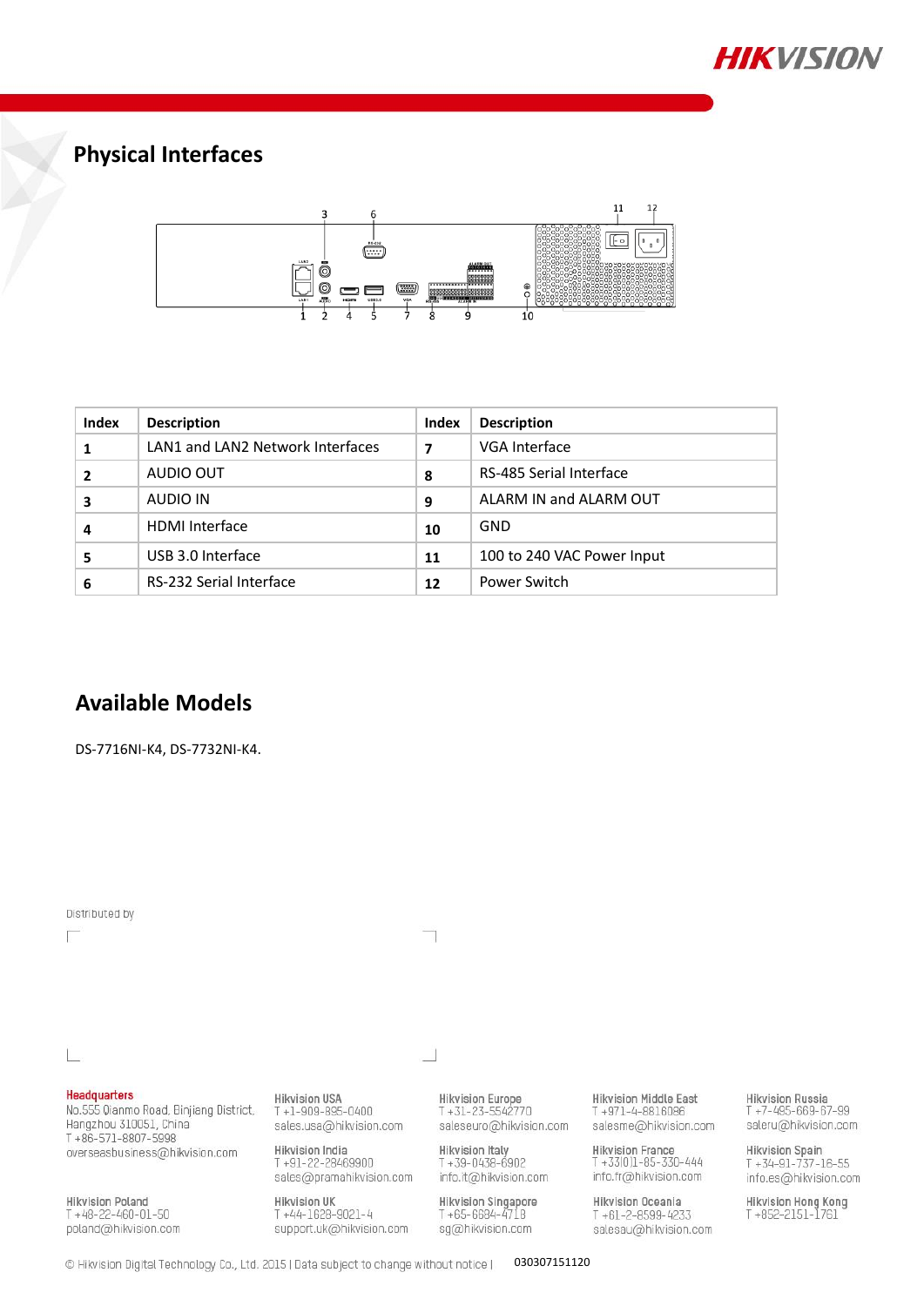## Physical Interfaces

| Index | Description | Index | Description |
|---|---|---|---|
| 1 | LAN1 and LAN2 Network Interfaces | 7 | VGA Interface |
| 2 | AUDIO OUT | 8 | RS-485 Serial Interface |
| 3 | AUDIO IN | 9 | ALARM IN and ALARM OUT |
| 4 | HDMI Interface | 10 | GND |
| 5 | USB 3.0 Interface | 11 | 100 to 240 VAC Power Input |
| 6 | RS-232 Serial Interface | 12 | Power Switch |

## Available Models

DS-7716NI-K4, DS-7732NI-K4.

Distributed by

**Headquarters**
No.555 Qianmo Road, Binjiang District, Hangzhou 310051, China
T +86-571-8807-5998
overseasbusiness@hikvision.com

Hikvision USA
T +1-909-895-0400
sales.usa@hikvision.com

Hikvision Europe
T +31-23-5542770
saleseuro@hikvision.com

Hikvision Middle East
T +971-4-8816086
salesme@hikvision.com

Hikvision Russia
T +7-495-669-67-99
saleru@hikvision.com

Hikvision India
T +91-22-28469900
sales@pramahikvision.com

Hikvision Italy
T +39-0438-6902
info.it@hikvision.com

Hikvision France
T +33(0)1-85-330-444
info.fr@hikvision.com

Hikvision Spain
T +34-91-737-16-55
info.es@hikvision.com

Hikvision Poland
T +48-22-460-01-50
poland@hikvision.com

Hikvision UK
T +44-1628-9021-4
support.uk@hikvision.com

Hikvision Singapore
T +65-6684-4718
sg@hikvision.com

Hikvision Oceania
T +61-2-8599-4233
salesau@hikvision.com

Hikvision Hong Kong
T +852-2151-1761

© Hikvision Digital Technology Co., Ltd. 2015 | Data subject to change without notice | 030307151120